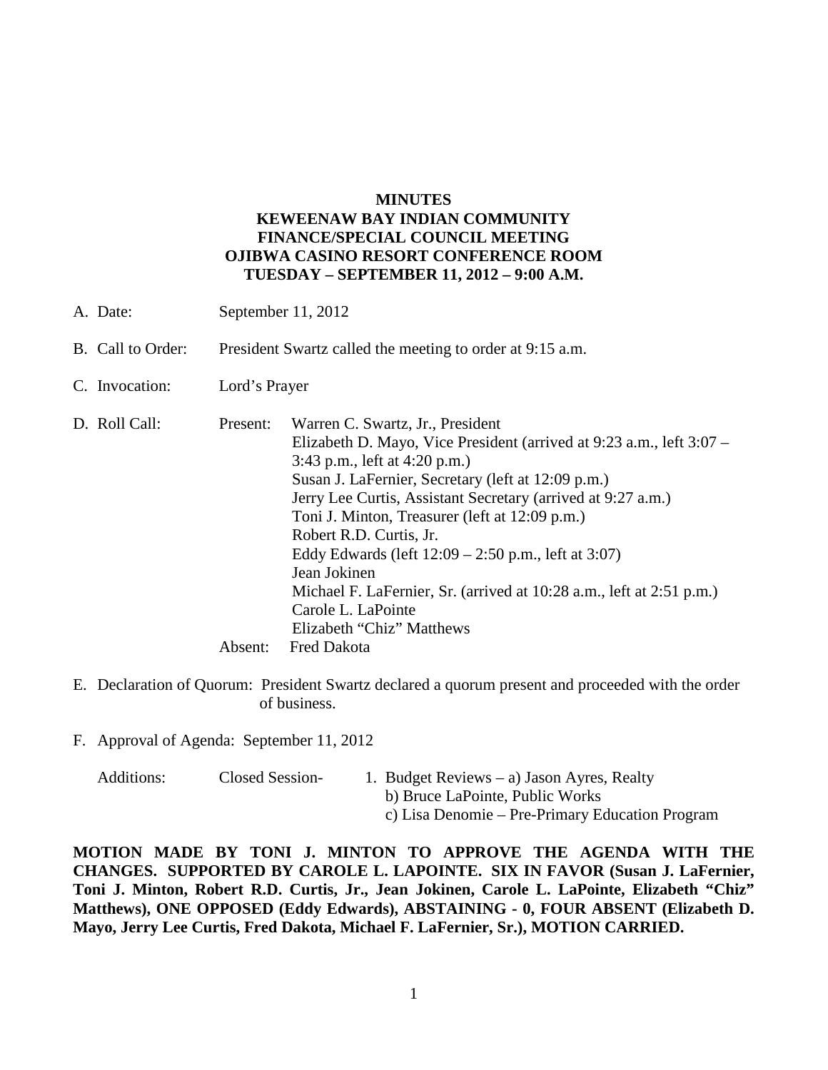# MINUTES
## KEWEENAW BAY INDIAN COMMUNITY
## FINANCE/SPECIAL COUNCIL MEETING
## OJIBWA CASINO RESORT CONFERENCE ROOM
## TUESDAY – SEPTEMBER 11, 2012 – 9:00 A.M.

A. Date: September 11, 2012

B. Call to Order: President Swartz called the meeting to order at 9:15 a.m.

C. Invocation: Lord's Prayer

D. Roll Call:

Present:
- Warren C. Swartz, Jr., President
- Elizabeth D. Mayo, Vice President (arrived at 9:23 a.m., left 3:07 – 3:43 p.m., left at 4:20 p.m.)
- Susan J. LaFernier, Secretary (left at 12:09 p.m.)
- Jerry Lee Curtis, Assistant Secretary (arrived at 9:27 a.m.)
- Toni J. Minton, Treasurer (left at 12:09 p.m.)
- Robert R.D. Curtis, Jr.
- Eddy Edwards (left 12:09 – 2:50 p.m., left at 3:07)
- Jean Jokinen
- Michael F. LaFernier, Sr. (arrived at 10:28 a.m., left at 2:51 p.m.)
- Carole L. LaPointe
- Elizabeth "Chiz" Matthews

Absent: Fred Dakota

E. Declaration of Quorum: President Swartz declared a quorum present and proceeded with the order of business.

F. Approval of Agenda: September 11, 2012

Additions: Closed Session-
1. Budget Reviews – a) Jason Ayres, Realty
   b) Bruce LaPointe, Public Works
   c) Lisa Denomie – Pre-Primary Education Program

**MOTION MADE BY TONI J. MINTON TO APPROVE THE AGENDA WITH THE CHANGES. SUPPORTED BY CAROLE L. LAPOINTE. SIX IN FAVOR (Susan J. LaFernier, Toni J. Minton, Robert R.D. Curtis, Jr., Jean Jokinen, Carole L. LaPointe, Elizabeth "Chiz" Matthews), ONE OPPOSED (Eddy Edwards), ABSTAINING - 0, FOUR ABSENT (Elizabeth D. Mayo, Jerry Lee Curtis, Fred Dakota, Michael F. LaFernier, Sr.), MOTION CARRIED.**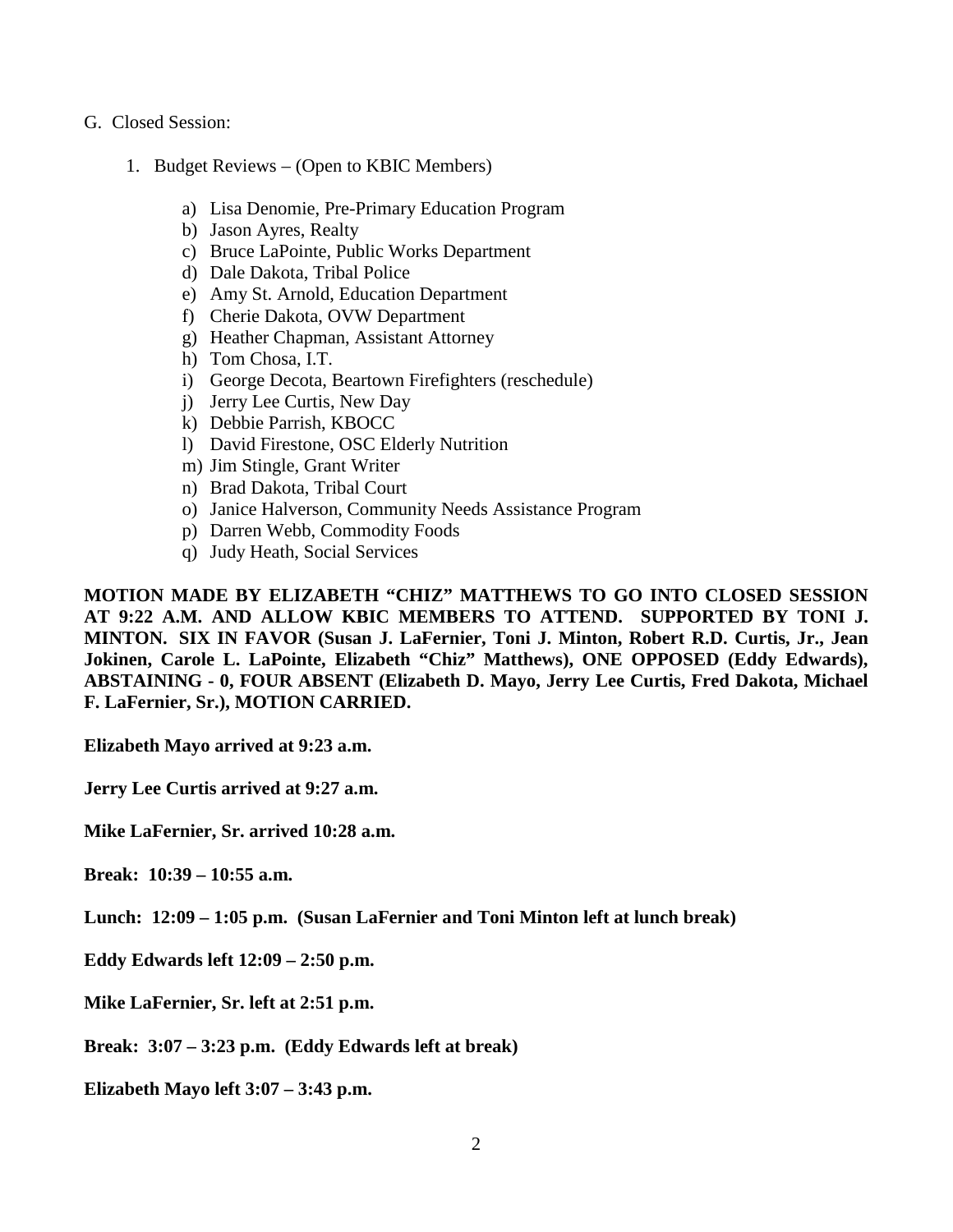G. Closed Session:

1. Budget Reviews – (Open to KBIC Members)

   a) Lisa Denomie, Pre-Primary Education Program
   b) Jason Ayres, Realty
   c) Bruce LaPointe, Public Works Department
   d) Dale Dakota, Tribal Police
   e) Amy St. Arnold, Education Department
   f) Cherie Dakota, OVW Department
   g) Heather Chapman, Assistant Attorney
   h) Tom Chosa, I.T.
   i) George Decota, Beartown Firefighters (reschedule)
   j) Jerry Lee Curtis, New Day
   k) Debbie Parrish, KBOCC
   l) David Firestone, OSC Elderly Nutrition
   m) Jim Stingle, Grant Writer
   n) Brad Dakota, Tribal Court
   o) Janice Halverson, Community Needs Assistance Program
   p) Darren Webb, Commodity Foods
   q) Judy Heath, Social Services

**MOTION MADE BY ELIZABETH "CHIZ" MATTHEWS TO GO INTO CLOSED SESSION AT 9:22 A.M. AND ALLOW KBIC MEMBERS TO ATTEND. SUPPORTED BY TONI J. MINTON. SIX IN FAVOR (Susan J. LaFernier, Toni J. Minton, Robert R.D. Curtis, Jr., Jean Jokinen, Carole L. LaPointe, Elizabeth "Chiz" Matthews), ONE OPPOSED (Eddy Edwards), ABSTAINING - 0, FOUR ABSENT (Elizabeth D. Mayo, Jerry Lee Curtis, Fred Dakota, Michael F. LaFernier, Sr.), MOTION CARRIED.**

**Elizabeth Mayo arrived at 9:23 a.m.**

**Jerry Lee Curtis arrived at 9:27 a.m.**

**Mike LaFernier, Sr. arrived 10:28 a.m.**

**Break: 10:39 – 10:55 a.m.**

**Lunch: 12:09 – 1:05 p.m. (Susan LaFernier and Toni Minton left at lunch break)**

**Eddy Edwards left 12:09 – 2:50 p.m.**

**Mike LaFernier, Sr. left at 2:51 p.m.**

**Break: 3:07 – 3:23 p.m. (Eddy Edwards left at break)**

**Elizabeth Mayo left 3:07 – 3:43 p.m.**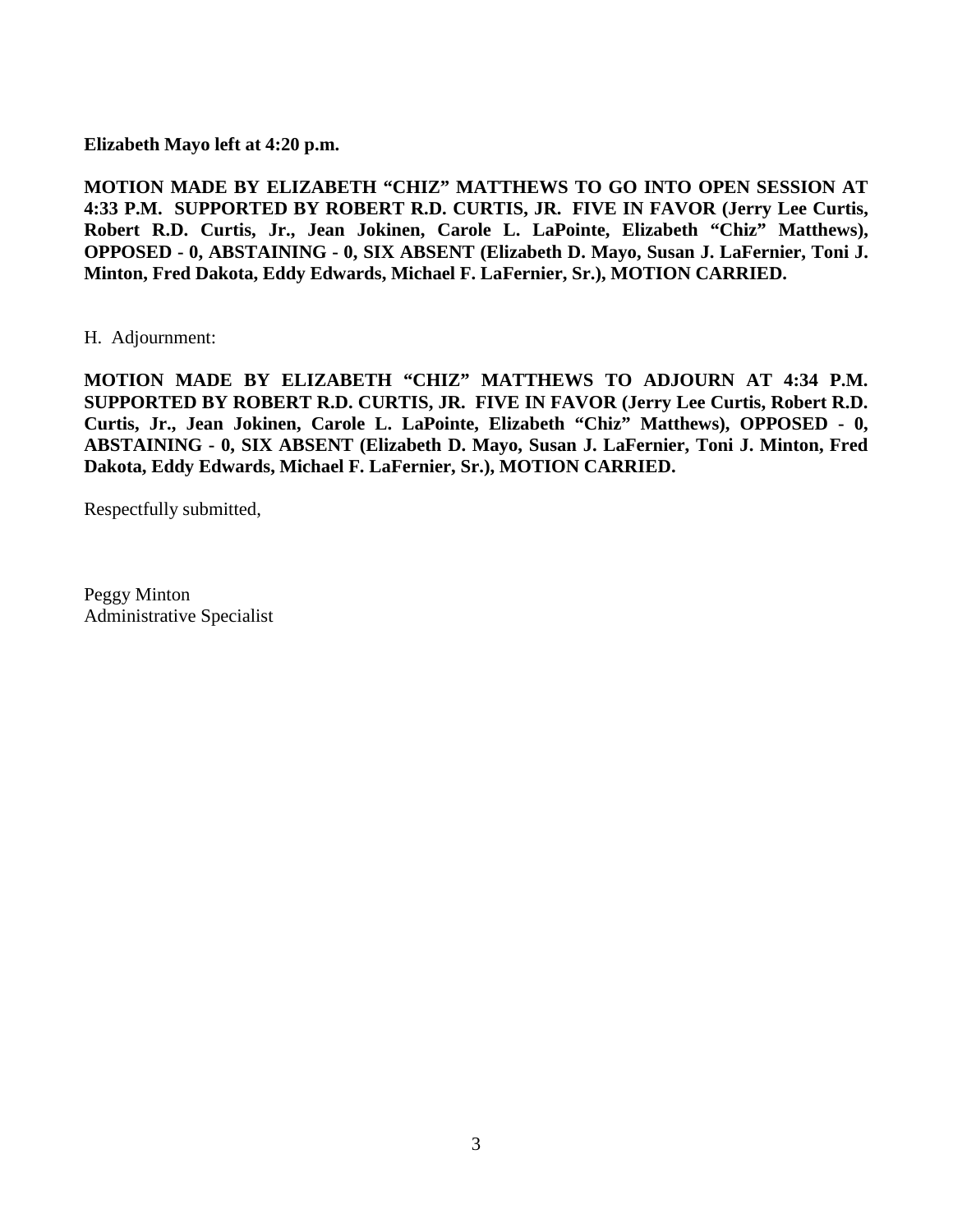**Elizabeth Mayo left at 4:20 p.m.**

**MOTION MADE BY ELIZABETH "CHIZ" MATTHEWS TO GO INTO OPEN SESSION AT 4:33 P.M. SUPPORTED BY ROBERT R.D. CURTIS, JR. FIVE IN FAVOR (Jerry Lee Curtis, Robert R.D. Curtis, Jr., Jean Jokinen, Carole L. LaPointe, Elizabeth "Chiz" Matthews), OPPOSED - 0, ABSTAINING - 0, SIX ABSENT (Elizabeth D. Mayo, Susan J. LaFernier, Toni J. Minton, Fred Dakota, Eddy Edwards, Michael F. LaFernier, Sr.), MOTION CARRIED.**

H. Adjournment:

**MOTION MADE BY ELIZABETH "CHIZ" MATTHEWS TO ADJOURN AT 4:34 P.M. SUPPORTED BY ROBERT R.D. CURTIS, JR. FIVE IN FAVOR (Jerry Lee Curtis, Robert R.D. Curtis, Jr., Jean Jokinen, Carole L. LaPointe, Elizabeth "Chiz" Matthews), OPPOSED - 0, ABSTAINING - 0, SIX ABSENT (Elizabeth D. Mayo, Susan J. LaFernier, Toni J. Minton, Fred Dakota, Eddy Edwards, Michael F. LaFernier, Sr.), MOTION CARRIED.**

Respectfully submitted,

Peggy Minton
Administrative Specialist